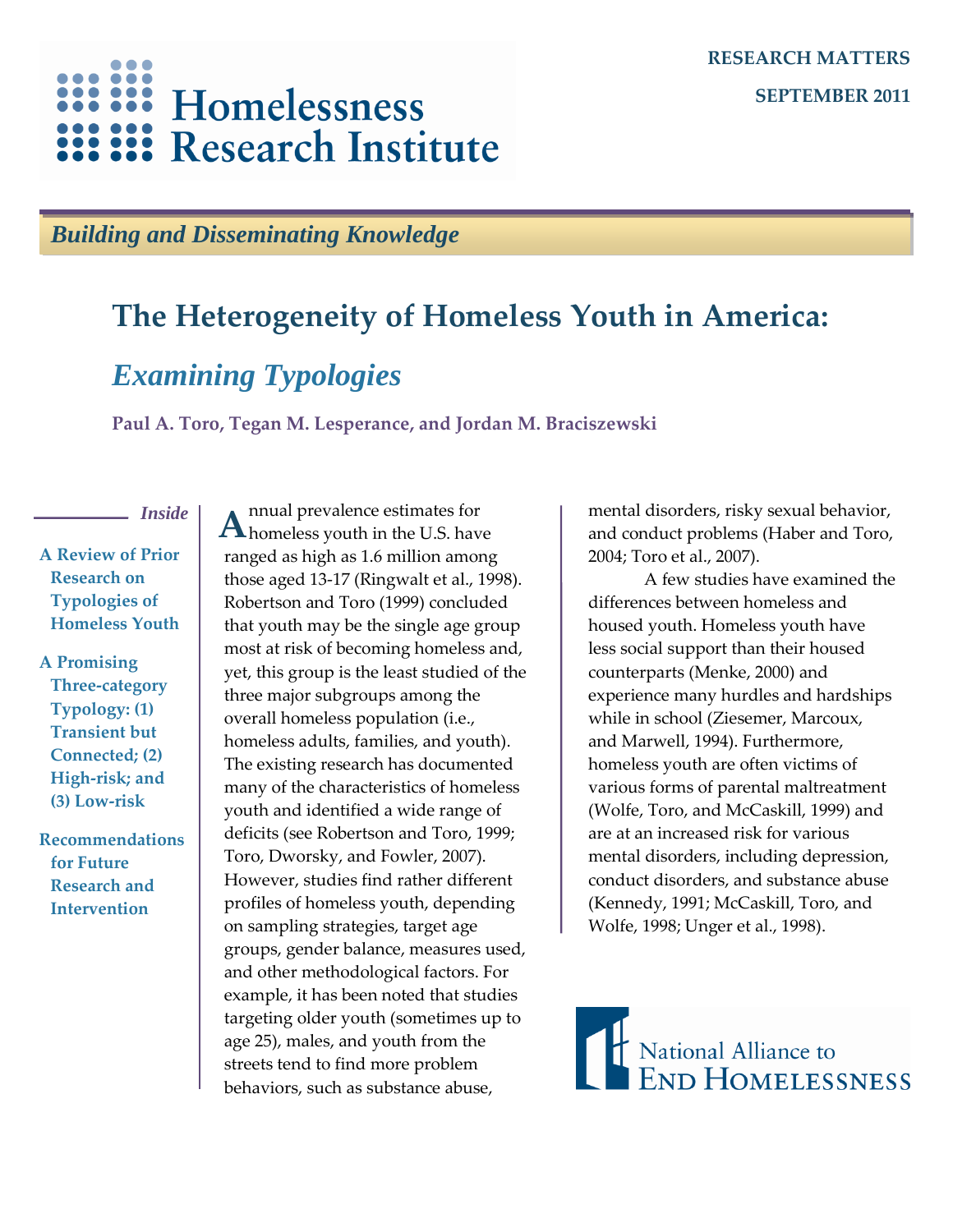Homelessness Research Institute

RESEARCH MATTERS

SEPTEMBER 2011

*Building and Disseminating Knowledge*

# The Heterogeneity of Homeless Youth in America:

## *Examining Typologies*

**Paul A. Toro, Tegan M. Lesperance, and Jordan M. Braciszewski**

*Inside*

**A Review of Prior Research on Typologies of Homeless Youth**

**A Promising Three-category Typology: (1) Transient but Connected; (2) High-risk; and (3) Low-risk**

**Recommendations for Future Research and Intervention**

Annual prevalence estimates for homeless youth in the U.S. have ranged as high as 1.6 million among those aged 13-17 (Ringwalt et al., 1998). Robertson and Toro (1999) concluded that youth may be the single age group most at risk of becoming homeless and, yet, this group is the least studied of the three major subgroups among the overall homeless population (i.e., homeless adults, families, and youth). The existing research has documented many of the characteristics of homeless youth and identified a wide range of deficits (see Robertson and Toro, 1999; Toro, Dworsky, and Fowler, 2007). However, studies find rather different profiles of homeless youth, depending on sampling strategies, target age groups, gender balance, measures used, and other methodological factors. For example, it has been noted that studies targeting older youth (sometimes up to age 25), males, and youth from the streets tend to find more problem behaviors, such as substance abuse, mental disorders, risky sexual behavior, and conduct problems (Haber and Toro, 2004; Toro et al., 2007).

A few studies have examined the differences between homeless and housed youth. Homeless youth have less social support than their housed counterparts (Menke, 2000) and experience many hurdles and hardships while in school (Ziesemer, Marcoux, and Marwell, 1994). Furthermore, homeless youth are often victims of various forms of parental maltreatment (Wolfe, Toro, and McCaskill, 1999) and are at an increased risk for various mental disorders, including depression, conduct disorders, and substance abuse (Kennedy, 1991; McCaskill, Toro, and Wolfe, 1998; Unger et al., 1998).

National Alliance to End Homelessness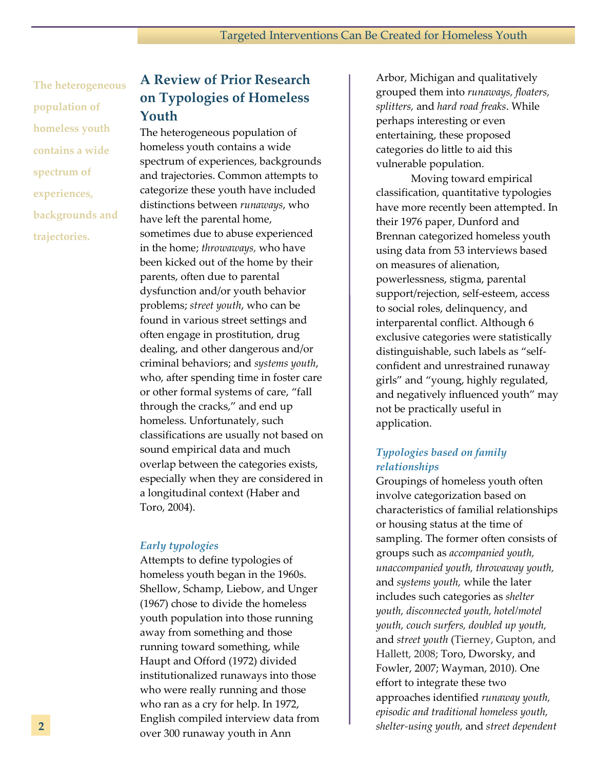## A Review of Prior Research on Typologies of Homeless Youth

The heterogeneous population of homeless youth contains a wide spectrum of experiences, backgrounds and trajectories. Common attempts to categorize these youth have included distinctions between *runaways*, who have left the parental home, sometimes due to abuse experienced in the home; *throwaways,* who have been kicked out of the home by their parents, often due to parental dysfunction and/or youth behavior problems; *street youth*, who can be found in various street settings and often engage in prostitution, drug dealing, and other dangerous and/or criminal behaviors; and *systems youth*, who, after spending time in foster care or other formal systems of care, "fall through the cracks," and end up homeless. Unfortunately, such classifications are usually not based on sound empirical data and much overlap between the categories exists, especially when they are considered in a longitudinal context (Haber and Toro, 2004).

**The heterogeneous population of homeless youth contains a wide spectrum of experiences, backgrounds and trajectories.**

### *Early typologies*

Attempts to define typologies of homeless youth began in the 1960s. Shellow, Schamp, Liebow, and Unger (1967) chose to divide the homeless youth population into those running away from something and those running toward something, while Haupt and Offord (1972) divided institutionalized runaways into those who were really running and those who ran as a cry for help. In 1972, English compiled interview data from over 300 runaway youth in Ann Arbor, Michigan and qualitatively grouped them into *runaways, floaters, splitters,* and *hard road freaks*. While perhaps interesting or even entertaining, these proposed categories do little to aid this vulnerable population.

Moving toward empirical classification, quantitative typologies have more recently been attempted. In their 1976 paper, Dunford and Brennan categorized homeless youth using data from 53 interviews based on measures of alienation, powerlessness, stigma, parental support/rejection, self-esteem, access to social roles, delinquency, and interparental conflict. Although 6 exclusive categories were statistically distinguishable, such labels as "self-confident and unrestrained runaway girls" and "young, highly regulated, and negatively influenced youth" may not be practically useful in application.

### *Typologies based on family relationships*

Groupings of homeless youth often involve categorization based on characteristics of familial relationships or housing status at the time of sampling. The former often consists of groups such as *accompanied youth, unaccompanied youth, throwaway youth,* and *systems youth,* while the later includes such categories as *shelter youth, disconnected youth, hotel/motel youth, couch surfers, doubled up youth,* and *street youth* (Tierney, Gupton, and Hallett, 2008; Toro, Dworsky, and Fowler, 2007; Wayman, 2010). One effort to integrate these two approaches identified *runaway youth, episodic and traditional homeless youth, shelter-using youth,* and *street dependent*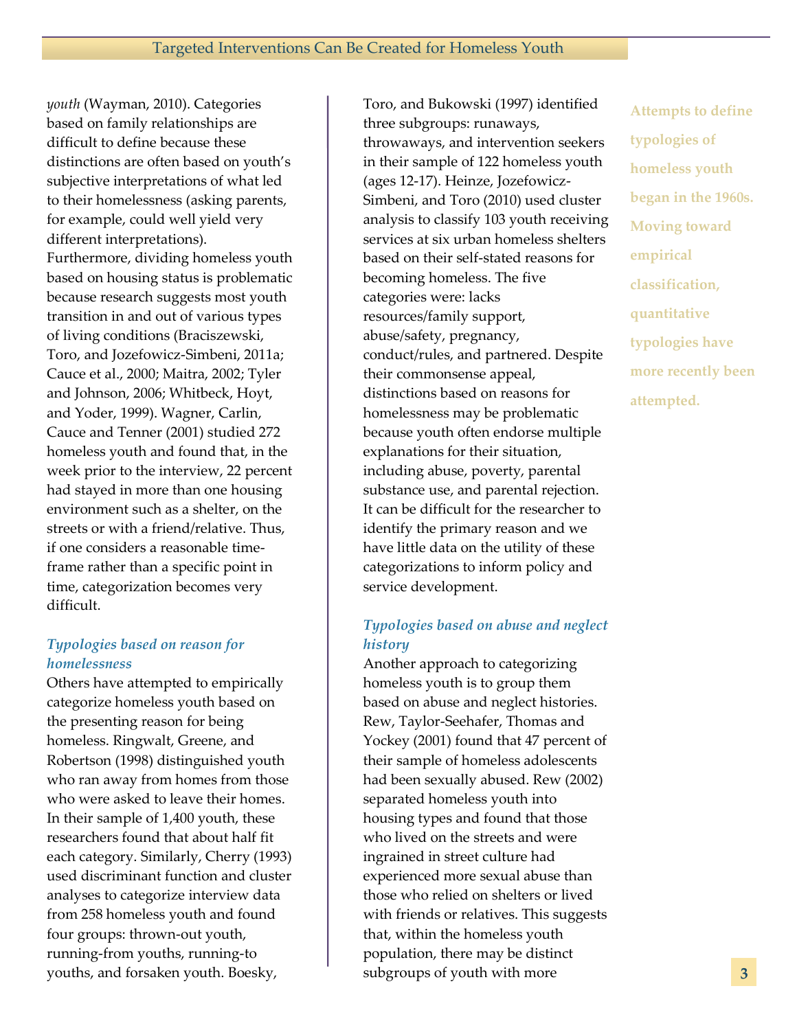*youth* (Wayman, 2010). Categories based on family relationships are difficult to define because these distinctions are often based on youth's subjective interpretations of what led to their homelessness (asking parents, for example, could well yield very different interpretations). Furthermore, dividing homeless youth based on housing status is problematic because research suggests most youth transition in and out of various types of living conditions (Braciszewski, Toro, and Jozefowicz-Simbeni, 2011a; Cauce et al., 2000; Maitra, 2002; Tyler and Johnson, 2006; Whitbeck, Hoyt, and Yoder, 1999). Wagner, Carlin, Cauce and Tenner (2001) studied 272 homeless youth and found that, in the week prior to the interview, 22 percent had stayed in more than one housing environment such as a shelter, on the streets or with a friend/relative. Thus, if one considers a reasonable time-frame rather than a specific point in time, categorization becomes very difficult.

### *Typologies based on reason for homelessness*

Others have attempted to empirically categorize homeless youth based on the presenting reason for being homeless. Ringwalt, Greene, and Robertson (1998) distinguished youth who ran away from homes from those who were asked to leave their homes. In their sample of 1,400 youth, these researchers found that about half fit each category. Similarly, Cherry (1993) used discriminant function and cluster analyses to categorize interview data from 258 homeless youth and found four groups: thrown-out youth, running-from youths, running-to youths, and forsaken youth. Boesky, Toro, and Bukowski (1997) identified three subgroups: runaways, throwaways, and intervention seekers in their sample of 122 homeless youth (ages 12-17). Heinze, Jozefowicz-Simbeni, and Toro (2010) used cluster analysis to classify 103 youth receiving services at six urban homeless shelters based on their self-stated reasons for becoming homeless. The five categories were: lacks resources/family support, abuse/safety, pregnancy, conduct/rules, and partnered. Despite their commonsense appeal, distinctions based on reasons for homelessness may be problematic because youth often endorse multiple explanations for their situation, including abuse, poverty, parental substance use, and parental rejection. It can be difficult for the researcher to identify the primary reason and we have little data on the utility of these categorizations to inform policy and service development.

**Attempts to define typologies of homeless youth began in the 1960s. Moving toward empirical classification, quantitative typologies have more recently been attempted.**

### *Typologies based on abuse and neglect history*

Another approach to categorizing homeless youth is to group them based on abuse and neglect histories. Rew, Taylor-Seehafer, Thomas and Yockey (2001) found that 47 percent of their sample of homeless adolescents had been sexually abused. Rew (2002) separated homeless youth into housing types and found that those who lived on the streets and were ingrained in street culture had experienced more sexual abuse than those who relied on shelters or lived with friends or relatives. This suggests that, within the homeless youth population, there may be distinct subgroups of youth with more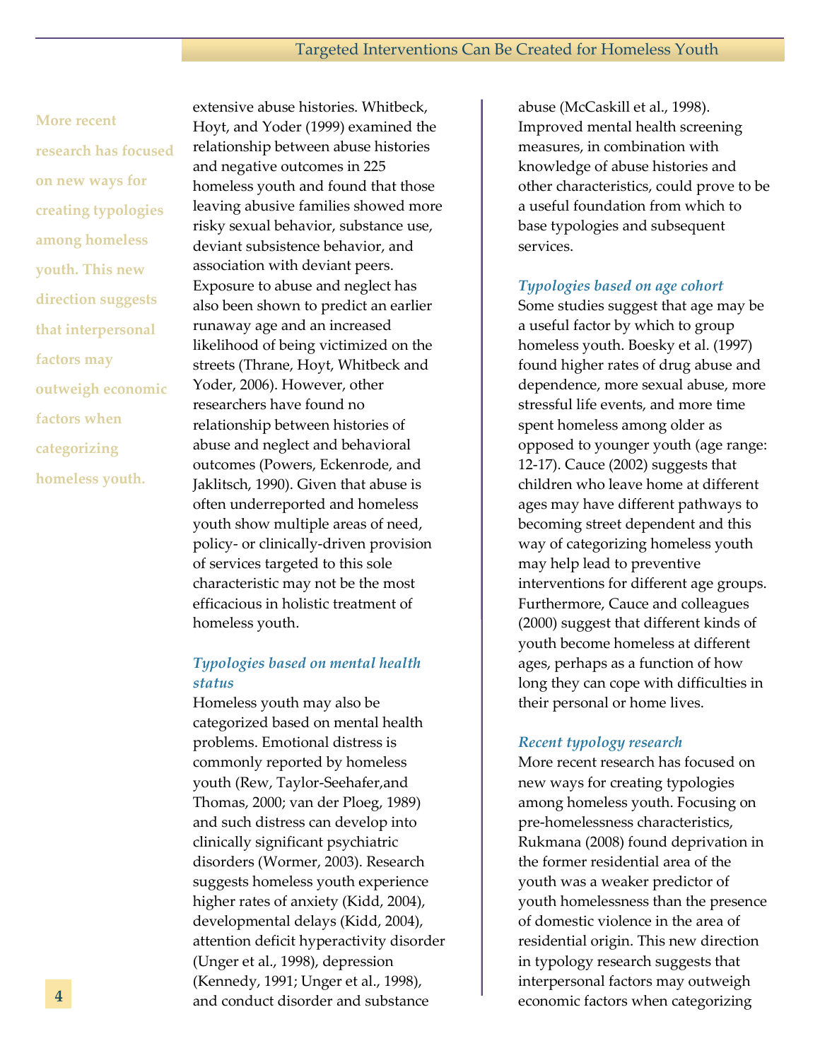extensive abuse histories. Whitbeck, Hoyt, and Yoder (1999) examined the relationship between abuse histories and negative outcomes in 225 homeless youth and found that those leaving abusive families showed more risky sexual behavior, substance use, deviant subsistence behavior, and association with deviant peers. Exposure to abuse and neglect has also been shown to predict an earlier runaway age and an increased likelihood of being victimized on the streets (Thrane, Hoyt, Whitbeck and Yoder, 2006). However, other researchers have found no relationship between histories of abuse and neglect and behavioral outcomes (Powers, Eckenrode, and Jaklitsch, 1990). Given that abuse is often underreported and homeless youth show multiple areas of need, policy- or clinically-driven provision of services targeted to this sole characteristic may not be the most efficacious in holistic treatment of homeless youth.

### *Typologies based on mental health status*

Homeless youth may also be categorized based on mental health problems. Emotional distress is commonly reported by homeless youth (Rew, Taylor-Seehafer,and Thomas, 2000; van der Ploeg, 1989) and such distress can develop into clinically significant psychiatric disorders (Wormer, 2003). Research suggests homeless youth experience higher rates of anxiety (Kidd, 2004), developmental delays (Kidd, 2004), attention deficit hyperactivity disorder (Unger et al., 1998), depression (Kennedy, 1991; Unger et al., 1998), and conduct disorder and substance abuse (McCaskill et al., 1998). Improved mental health screening measures, in combination with knowledge of abuse histories and other characteristics, could prove to be a useful foundation from which to base typologies and subsequent services.

### *Typologies based on age cohort*

Some studies suggest that age may be a useful factor by which to group homeless youth. Boesky et al. (1997) found higher rates of drug abuse and dependence, more sexual abuse, more stressful life events, and more time spent homeless among older as opposed to younger youth (age range: 12-17). Cauce (2002) suggests that children who leave home at different ages may have different pathways to becoming street dependent and this way of categorizing homeless youth may help lead to preventive interventions for different age groups. Furthermore, Cauce and colleagues (2000) suggest that different kinds of youth become homeless at different ages, perhaps as a function of how long they can cope with difficulties in their personal or home lives.

### *Recent typology research*

**More recent research has focused on new ways for creating typologies among homeless youth. This new direction suggests that interpersonal factors may outweigh economic factors when categorizing homeless youth.**

More recent research has focused on new ways for creating typologies among homeless youth. Focusing on pre-homelessness characteristics, Rukmana (2008) found deprivation in the former residential area of the youth was a weaker predictor of youth homelessness than the presence of domestic violence in the area of residential origin. This new direction in typology research suggests that interpersonal factors may outweigh economic factors when categorizing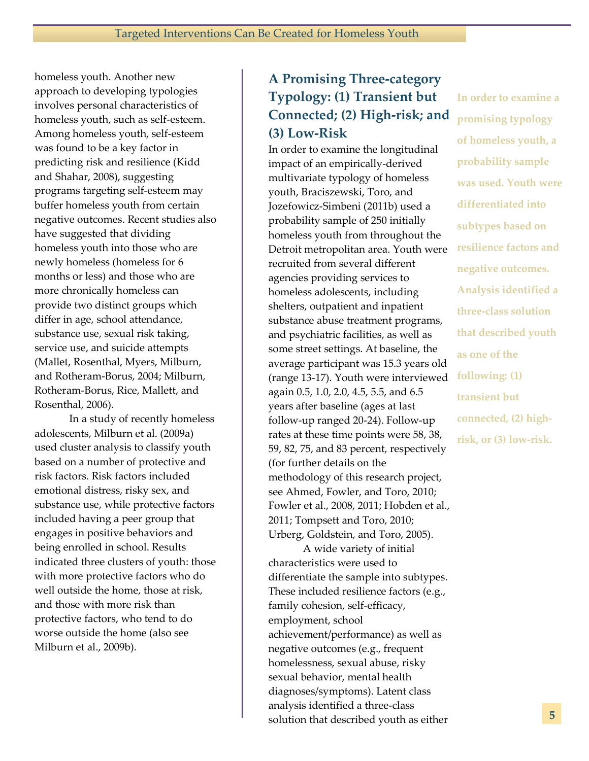homeless youth. Another new approach to developing typologies involves personal characteristics of homeless youth, such as self-esteem. Among homeless youth, self-esteem was found to be a key factor in predicting risk and resilience (Kidd and Shahar, 2008), suggesting programs targeting self-esteem may buffer homeless youth from certain negative outcomes. Recent studies also have suggested that dividing homeless youth into those who are newly homeless (homeless for 6 months or less) and those who are more chronically homeless can provide two distinct groups which differ in age, school attendance, substance use, sexual risk taking, service use, and suicide attempts (Mallet, Rosenthal, Myers, Milburn, and Rotheram-Borus, 2004; Milburn, Rotheram-Borus, Rice, Mallett, and Rosenthal, 2006).

In a study of recently homeless adolescents, Milburn et al. (2009a) used cluster analysis to classify youth based on a number of protective and risk factors. Risk factors included emotional distress, risky sex, and substance use, while protective factors included having a peer group that engages in positive behaviors and being enrolled in school. Results indicated three clusters of youth: those with more protective factors who do well outside the home, those at risk, and those with more risk than protective factors, who tend to do worse outside the home (also see Milburn et al., 2009b).

## A Promising Three-category Typology: (1) Transient but Connected; (2) High-risk; and (3) Low-Risk

In order to examine the longitudinal impact of an empirically-derived multivariate typology of homeless youth, Braciszewski, Toro, and Jozefowicz-Simbeni (2011b) used a probability sample of 250 initially homeless youth from throughout the Detroit metropolitan area. Youth were recruited from several different agencies providing services to homeless adolescents, including shelters, outpatient and inpatient substance abuse treatment programs, and psychiatric facilities, as well as some street settings. At baseline, the average participant was 15.3 years old (range 13-17). Youth were interviewed again 0.5, 1.0, 2.0, 4.5, 5.5, and 6.5 years after baseline (ages at last follow-up ranged 20-24). Follow-up rates at these time points were 58, 38, 59, 82, 75, and 83 percent, respectively (for further details on the methodology of this research project, see Ahmed, Fowler, and Toro, 2010; Fowler et al., 2008, 2011; Hobden et al., 2011; Tompsett and Toro, 2010; Urberg, Goldstein, and Toro, 2005).

A wide variety of initial characteristics were used to differentiate the sample into subtypes. These included resilience factors (e.g., family cohesion, self-efficacy, employment, school achievement/performance) as well as negative outcomes (e.g., frequent homelessness, sexual abuse, risky sexual behavior, mental health diagnoses/symptoms). Latent class analysis identified a three-class solution that described youth as either

**In order to examine a promising typology of homeless youth, a probability sample was used. Youth were differentiated into subtypes based on resilience factors and negative outcomes. Analysis identified a three-class solution that described youth as one of the following: (1) transient but connected, (2) high-risk, or (3) low-risk.**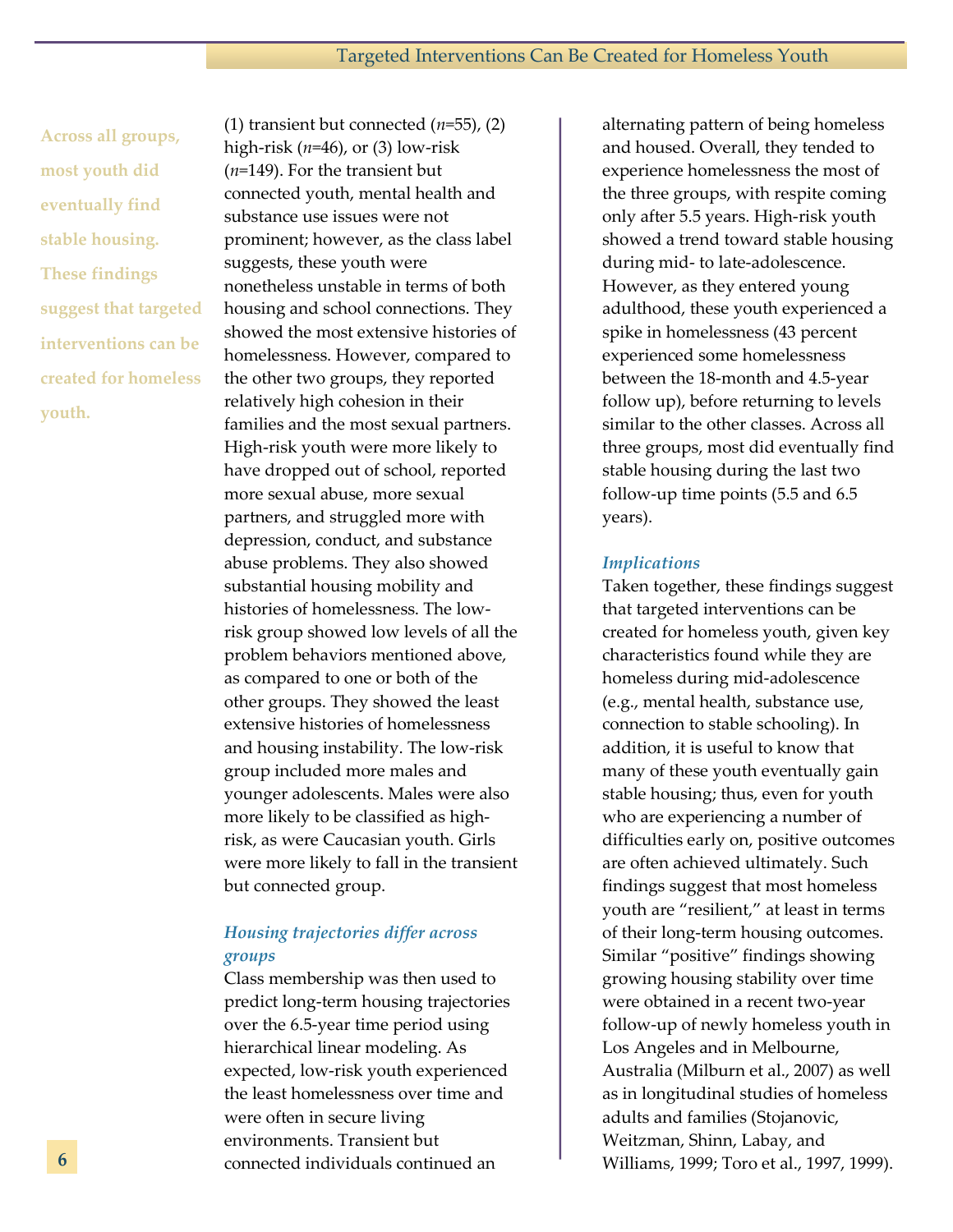> **Across all groups, most youth did eventually find stable housing. These findings suggest that targeted interventions can be created for homeless youth.**

(1) transient but connected (*n*=55), (2) high-risk (*n*=46), or (3) low-risk (*n*=149). For the transient but connected youth, mental health and substance use issues were not prominent; however, as the class label suggests, these youth were nonetheless unstable in terms of both housing and school connections. They showed the most extensive histories of homelessness. However, compared to the other two groups, they reported relatively high cohesion in their families and the most sexual partners. High-risk youth were more likely to have dropped out of school, reported more sexual abuse, more sexual partners, and struggled more with depression, conduct, and substance abuse problems. They also showed substantial housing mobility and histories of homelessness. The low-risk group showed low levels of all the problem behaviors mentioned above, as compared to one or both of the other groups. They showed the least extensive histories of homelessness and housing instability. The low-risk group included more males and younger adolescents. Males were also more likely to be classified as high-risk, as were Caucasian youth. Girls were more likely to fall in the transient but connected group.

### *Housing trajectories differ across groups*

Class membership was then used to predict long-term housing trajectories over the 6.5-year time period using hierarchical linear modeling. As expected, low-risk youth experienced the least homelessness over time and were often in secure living environments. Transient but connected individuals continued an alternating pattern of being homeless and housed. Overall, they tended to experience homelessness the most of the three groups, with respite coming only after 5.5 years. High-risk youth showed a trend toward stable housing during mid- to late-adolescence. However, as they entered young adulthood, these youth experienced a spike in homelessness (43 percent experienced some homelessness between the 18-month and 4.5-year follow up), before returning to levels similar to the other classes. Across all three groups, most did eventually find stable housing during the last two follow-up time points (5.5 and 6.5 years).

### *Implications*

Taken together, these findings suggest that targeted interventions can be created for homeless youth, given key characteristics found while they are homeless during mid-adolescence (e.g., mental health, substance use, connection to stable schooling). In addition, it is useful to know that many of these youth eventually gain stable housing; thus, even for youth who are experiencing a number of difficulties early on, positive outcomes are often achieved ultimately. Such findings suggest that most homeless youth are "resilient," at least in terms of their long-term housing outcomes. Similar "positive" findings showing growing housing stability over time were obtained in a recent two-year follow-up of newly homeless youth in Los Angeles and in Melbourne, Australia (Milburn et al., 2007) as well as in longitudinal studies of homeless adults and families (Stojanovic, Weitzman, Shinn, Labay, and Williams, 1999; Toro et al., 1997, 1999).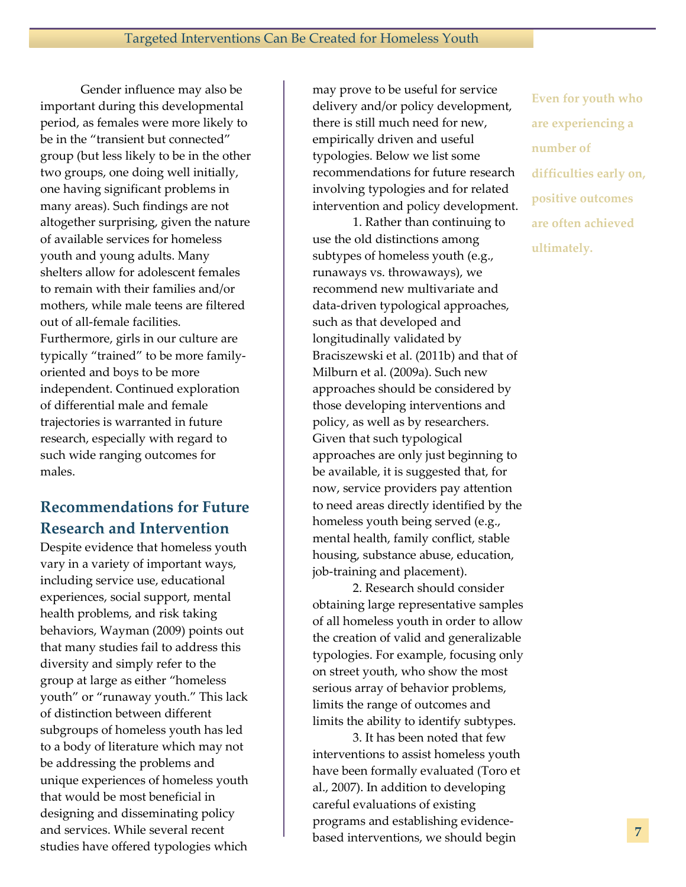Gender influence may also be important during this developmental period, as females were more likely to be in the "transient but connected" group (but less likely to be in the other two groups, one doing well initially, one having significant problems in many areas). Such findings are not altogether surprising, given the nature of available services for homeless youth and young adults. Many shelters allow for adolescent females to remain with their families and/or mothers, while male teens are filtered out of all-female facilities. Furthermore, girls in our culture are typically "trained" to be more family-oriented and boys to be more independent. Continued exploration of differential male and female trajectories is warranted in future research, especially with regard to such wide ranging outcomes for males.

## Recommendations for Future Research and Intervention

Despite evidence that homeless youth vary in a variety of important ways, including service use, educational experiences, social support, mental health problems, and risk taking behaviors, Wayman (2009) points out that many studies fail to address this diversity and simply refer to the group at large as either "homeless youth" or "runaway youth." This lack of distinction between different subgroups of homeless youth has led to a body of literature which may not be addressing the problems and unique experiences of homeless youth that would be most beneficial in designing and disseminating policy and services. While several recent studies have offered typologies which may prove to be useful for service delivery and/or policy development, there is still much need for new, empirically driven and useful typologies. Below we list some recommendations for future research involving typologies and for related intervention and policy development.

1. Rather than continuing to use the old distinctions among subtypes of homeless youth (e.g., runaways vs. throwaways), we recommend new multivariate and data-driven typological approaches, such as that developed and longitudinally validated by Braciszewski et al. (2011b) and that of Milburn et al. (2009a). Such new approaches should be considered by those developing interventions and policy, as well as by researchers. Given that such typological approaches are only just beginning to be available, it is suggested that, for now, service providers pay attention to need areas directly identified by the homeless youth being served (e.g., mental health, family conflict, stable housing, substance abuse, education, job-training and placement).

2. Research should consider obtaining large representative samples of all homeless youth in order to allow the creation of valid and generalizable typologies. For example, focusing only on street youth, who show the most serious array of behavior problems, limits the range of outcomes and limits the ability to identify subtypes.

3. It has been noted that few interventions to assist homeless youth have been formally evaluated (Toro et al., 2007). In addition to developing careful evaluations of existing programs and establishing evidence-based interventions, we should begin

**Even for youth who are experiencing a number of difficulties early on, positive outcomes are often achieved ultimately.**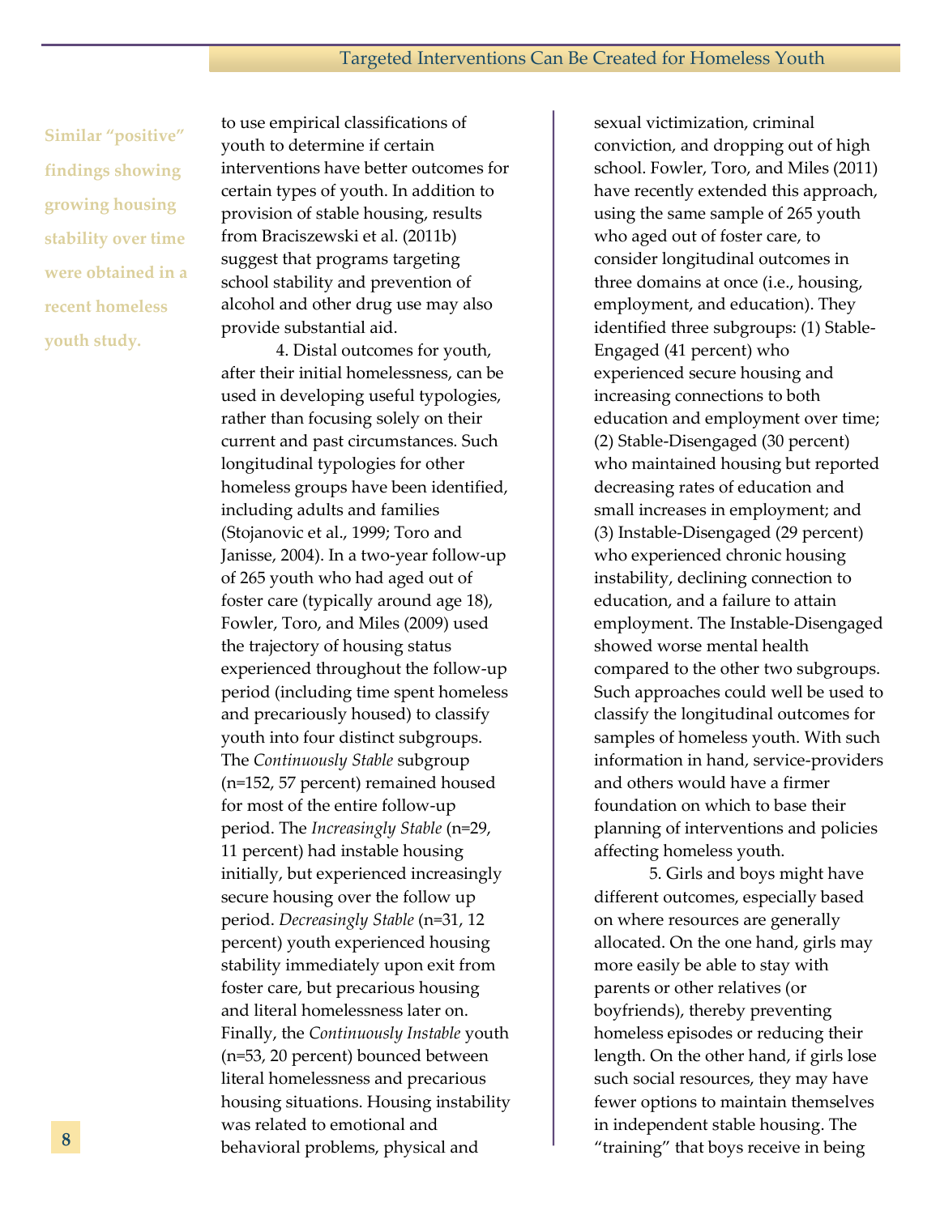**Similar "positive" findings showing growing housing stability over time were obtained in a recent homeless youth study.**

to use empirical classifications of youth to determine if certain interventions have better outcomes for certain types of youth. In addition to provision of stable housing, results from Braciszewski et al. (2011b) suggest that programs targeting school stability and prevention of alcohol and other drug use may also provide substantial aid.

4. Distal outcomes for youth, after their initial homelessness, can be used in developing useful typologies, rather than focusing solely on their current and past circumstances. Such longitudinal typologies for other homeless groups have been identified, including adults and families (Stojanovic et al., 1999; Toro and Janisse, 2004). In a two-year follow-up of 265 youth who had aged out of foster care (typically around age 18), Fowler, Toro, and Miles (2009) used the trajectory of housing status experienced throughout the follow-up period (including time spent homeless and precariously housed) to classify youth into four distinct subgroups. The *Continuously Stable* subgroup (n=152, 57 percent) remained housed for most of the entire follow-up period. The *Increasingly Stable* (n=29, 11 percent) had instable housing initially, but experienced increasingly secure housing over the follow up period. *Decreasingly Stable* (n=31, 12 percent) youth experienced housing stability immediately upon exit from foster care, but precarious housing and literal homelessness later on. Finally, the *Continuously Instable* youth (n=53, 20 percent) bounced between literal homelessness and precarious housing situations. Housing instability was related to emotional and behavioral problems, physical and sexual victimization, criminal conviction, and dropping out of high school. Fowler, Toro, and Miles (2011) have recently extended this approach, using the same sample of 265 youth who aged out of foster care, to consider longitudinal outcomes in three domains at once (i.e., housing, employment, and education). They identified three subgroups: (1) Stable-Engaged (41 percent) who experienced secure housing and increasing connections to both education and employment over time; (2) Stable-Disengaged (30 percent) who maintained housing but reported decreasing rates of education and small increases in employment; and (3) Instable-Disengaged (29 percent) who experienced chronic housing instability, declining connection to education, and a failure to attain employment. The Instable-Disengaged showed worse mental health compared to the other two subgroups. Such approaches could well be used to classify the longitudinal outcomes for samples of homeless youth. With such information in hand, service-providers and others would have a firmer foundation on which to base their planning of interventions and policies affecting homeless youth.

5. Girls and boys might have different outcomes, especially based on where resources are generally allocated. On the one hand, girls may more easily be able to stay with parents or other relatives (or boyfriends), thereby preventing homeless episodes or reducing their length. On the other hand, if girls lose such social resources, they may have fewer options to maintain themselves in independent stable housing. The "training" that boys receive in being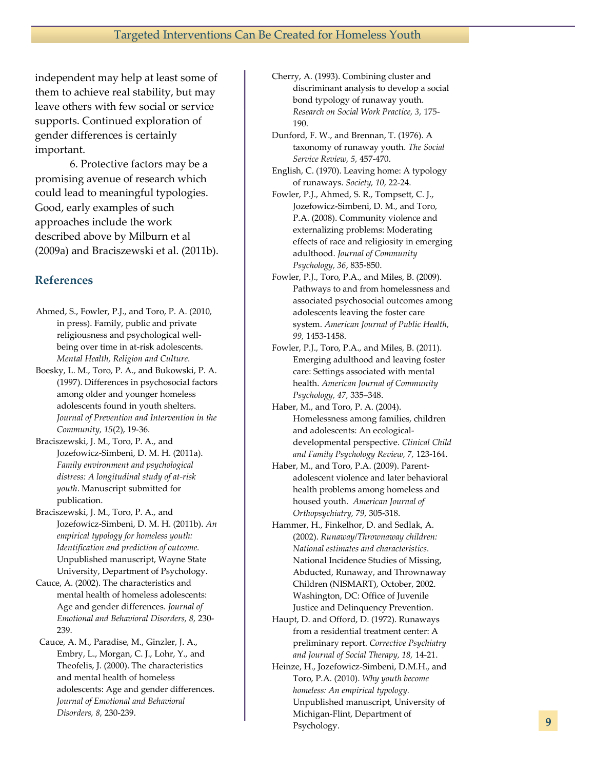independent may help at least some of them to achieve real stability, but may leave others with few social or service supports. Continued exploration of gender differences is certainly important.

6. Protective factors may be a promising avenue of research which could lead to meaningful typologies. Good, early examples of such approaches include the work described above by Milburn et al (2009a) and Braciszewski et al. (2011b).

## References

Ahmed, S., Fowler, P.J., and Toro, P. A. (2010, in press). Family, public and private religiousness and psychological well-being over time in at-risk adolescents. *Mental Health, Religion and Culture*.

Boesky, L. M., Toro, P. A., and Bukowski, P. A. (1997). Differences in psychosocial factors among older and younger homeless adolescents found in youth shelters. *Journal of Prevention and Intervention in the Community, 15*(2), 19-36.

Braciszewski, J. M., Toro, P. A., and Jozefowicz-Simbeni, D. M. H. (2011a). *Family environment and psychological distress: A longitudinal study of at-risk youth*. Manuscript submitted for publication.

Braciszewski, J. M., Toro, P. A., and Jozefowicz-Simbeni, D. M. H. (2011b). *An empirical typology for homeless youth: Identification and prediction of outcome.* Unpublished manuscript, Wayne State University, Department of Psychology.

Cauce, A. (2002). The characteristics and mental health of homeless adolescents: Age and gender differences. *Journal of Emotional and Behavioral Disorders, 8,* 230-239.

Cauce, A. M., Paradise, M., Ginzler, J. A., Embry, L., Morgan, C. J., Lohr, Y., and Theofelis, J. (2000). The characteristics and mental health of homeless adolescents: Age and gender differences. *Journal of Emotional and Behavioral Disorders, 8,* 230-239.

Cherry, A. (1993). Combining cluster and discriminant analysis to develop a social bond typology of runaway youth. *Research on Social Work Practice, 3,* 175-190.

Dunford, F. W., and Brennan, T. (1976). A taxonomy of runaway youth. *The Social Service Review, 5,* 457-470.

English, C. (1970). Leaving home: A typology of runaways. *Society, 10,* 22-24.

Fowler, P.J., Ahmed, S. R., Tompsett, C. J., Jozefowicz-Simbeni, D. M., and Toro, P.A. (2008). Community violence and externalizing problems: Moderating effects of race and religiosity in emerging adulthood. *Journal of Community Psychology, 36*, 835-850.

Fowler, P.J., Toro, P.A., and Miles, B. (2009). Pathways to and from homelessness and associated psychosocial outcomes among adolescents leaving the foster care system. *American Journal of Public Health, 99,* 1453-1458.

Fowler, P.J., Toro, P.A., and Miles, B. (2011). Emerging adulthood and leaving foster care: Settings associated with mental health. *American Journal of Community Psychology, 47,* 335–348.

Haber, M., and Toro, P. A. (2004). Homelessness among families, children and adolescents: An ecological-developmental perspective. *Clinical Child and Family Psychology Review, 7,* 123-164.

Haber, M., and Toro, P.A. (2009). Parent-adolescent violence and later behavioral health problems among homeless and housed youth. *American Journal of Orthopsychiatry, 79,* 305-318.

Hammer, H., Finkelhor, D. and Sedlak, A. (2002). *Runaway/Thrownaway children: National estimates and characteristics*. National Incidence Studies of Missing, Abducted, Runaway, and Thrownaway Children (NISMART), October, 2002. Washington, DC: Office of Juvenile Justice and Delinquency Prevention.

Haupt, D. and Offord, D. (1972). Runaways from a residential treatment center: A preliminary report. *Corrective Psychiatry and Journal of Social Therapy, 18,* 14-21.

Heinze, H., Jozefowicz-Simbeni, D.M.H., and Toro, P.A. (2010). *Why youth become homeless: An empirical typology.* Unpublished manuscript, University of Michigan-Flint, Department of Psychology.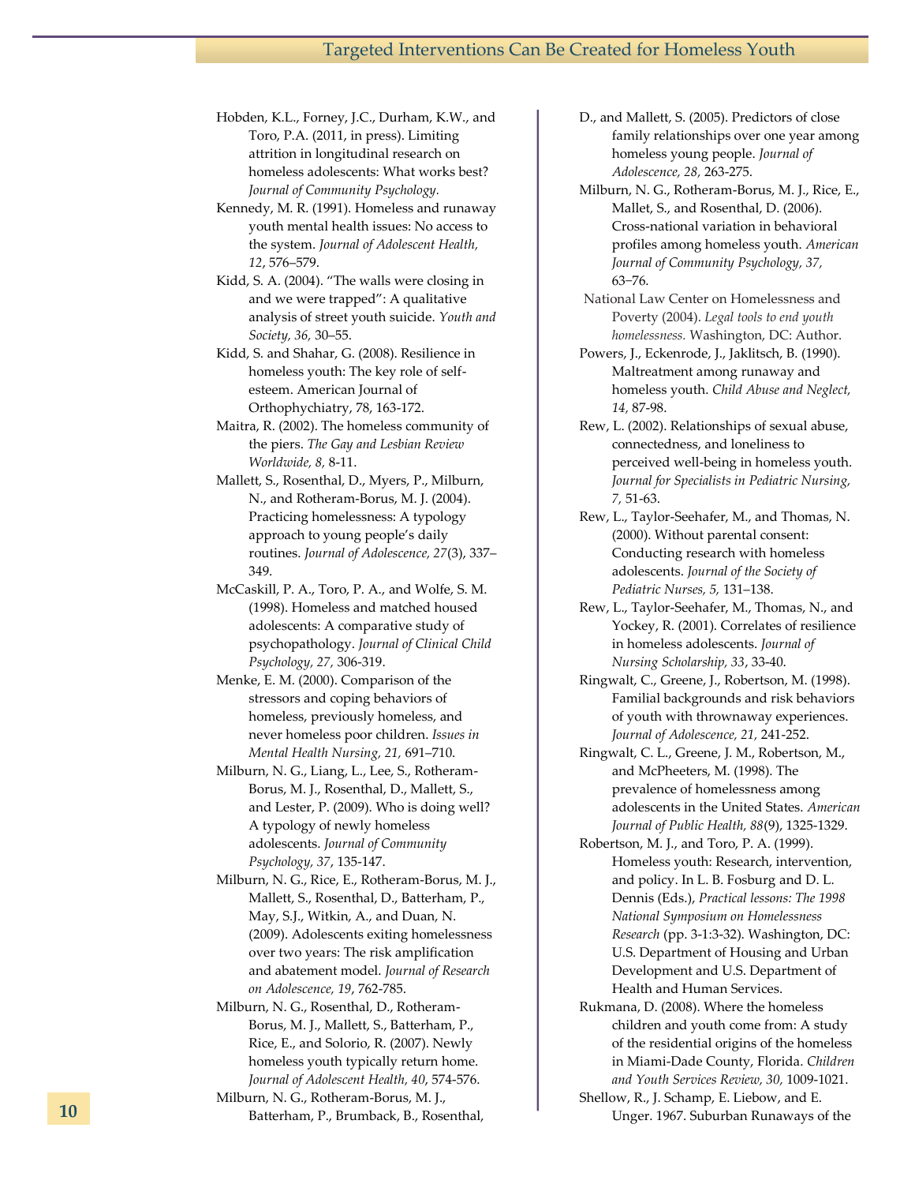Hobden, K.L., Forney, J.C., Durham, K.W., and Toro, P.A. (2011, in press). Limiting attrition in longitudinal research on homeless adolescents: What works best? *Journal of Community Psychology.*

Kennedy, M. R. (1991). Homeless and runaway youth mental health issues: No access to the system. *Journal of Adolescent Health, 12*, 576–579.

Kidd, S. A. (2004). "The walls were closing in and we were trapped": A qualitative analysis of street youth suicide. *Youth and Society, 36,* 30–55.

Kidd, S. and Shahar, G. (2008). Resilience in homeless youth: The key role of self-esteem. American Journal of Orthophychiatry, 78, 163-172.

Maitra, R. (2002). The homeless community of the piers. *The Gay and Lesbian Review Worldwide, 8,* 8-11.

Mallett, S., Rosenthal, D., Myers, P., Milburn, N., and Rotheram-Borus, M. J. (2004). Practicing homelessness: A typology approach to young people's daily routines. *Journal of Adolescence, 27*(3), 337–349.

McCaskill, P. A., Toro, P. A., and Wolfe, S. M. (1998). Homeless and matched housed adolescents: A comparative study of psychopathology. *Journal of Clinical Child Psychology, 27*, 306-319.

Menke, E. M. (2000). Comparison of the stressors and coping behaviors of homeless, previously homeless, and never homeless poor children. *Issues in Mental Health Nursing, 21,* 691–710.

Milburn, N. G., Liang, L., Lee, S., Rotheram-Borus, M. J., Rosenthal, D., Mallett, S., and Lester, P. (2009). Who is doing well? A typology of newly homeless adolescents. *Journal of Community Psychology, 37*, 135-147.

Milburn, N. G., Rice, E., Rotheram-Borus, M. J., Mallett, S., Rosenthal, D., Batterham, P., May, S.J., Witkin, A., and Duan, N. (2009). Adolescents exiting homelessness over two years: The risk amplification and abatement model. *Journal of Research on Adolescence, 19*, 762-785.

Milburn, N. G., Rosenthal, D., Rotheram-Borus, M. J., Mallett, S., Batterham, P., Rice, E., and Solorio, R. (2007). Newly homeless youth typically return home. *Journal of Adolescent Health, 40*, 574-576.

Milburn, N. G., Rotheram-Borus, M. J., Batterham, P., Brumback, B., Rosenthal, D., and Mallett, S. (2005). Predictors of close family relationships over one year among homeless young people. *Journal of Adolescence, 28*, 263-275.

Milburn, N. G., Rotheram-Borus, M. J., Rice, E., Mallet, S., and Rosenthal, D. (2006). Cross-national variation in behavioral profiles among homeless youth. *American Journal of Community Psychology, 37,* 63–76.

National Law Center on Homelessness and Poverty (2004). *Legal tools to end youth homelessness.* Washington, DC: Author.

Powers, J., Eckenrode, J., Jaklitsch, B. (1990). Maltreatment among runaway and homeless youth. *Child Abuse and Neglect, 14,* 87-98.

Rew, L. (2002). Relationships of sexual abuse, connectedness, and loneliness to perceived well-being in homeless youth. *Journal for Specialists in Pediatric Nursing, 7,* 51-63.

Rew, L., Taylor-Seehafer, M., and Thomas, N. (2000). Without parental consent: Conducting research with homeless adolescents. *Journal of the Society of Pediatric Nurses, 5,* 131–138.

Rew, L., Taylor-Seehafer, M., Thomas, N., and Yockey, R. (2001). Correlates of resilience in homeless adolescents. *Journal of Nursing Scholarship, 33*, 33-40.

Ringwalt, C., Greene, J., Robertson, M. (1998). Familial backgrounds and risk behaviors of youth with thrownaway experiences. *Journal of Adolescence, 21,* 241-252.

Ringwalt, C. L., Greene, J. M., Robertson, M., and McPheeters, M. (1998). The prevalence of homelessness among adolescents in the United States. *American Journal of Public Health, 88*(9), 1325-1329.

Robertson, M. J., and Toro, P. A. (1999). Homeless youth: Research, intervention, and policy. In L. B. Fosburg and D. L. Dennis (Eds.), *Practical lessons: The 1998 National Symposium on Homelessness Research* (pp. 3-1:3-32). Washington, DC: U.S. Department of Housing and Urban Development and U.S. Department of Health and Human Services.

Rukmana, D. (2008). Where the homeless children and youth come from: A study of the residential origins of the homeless in Miami-Dade County, Florida. *Children and Youth Services Review, 30,* 1009-1021.

Shellow, R., J. Schamp, E. Liebow, and E. Unger. 1967. Suburban Runaways of the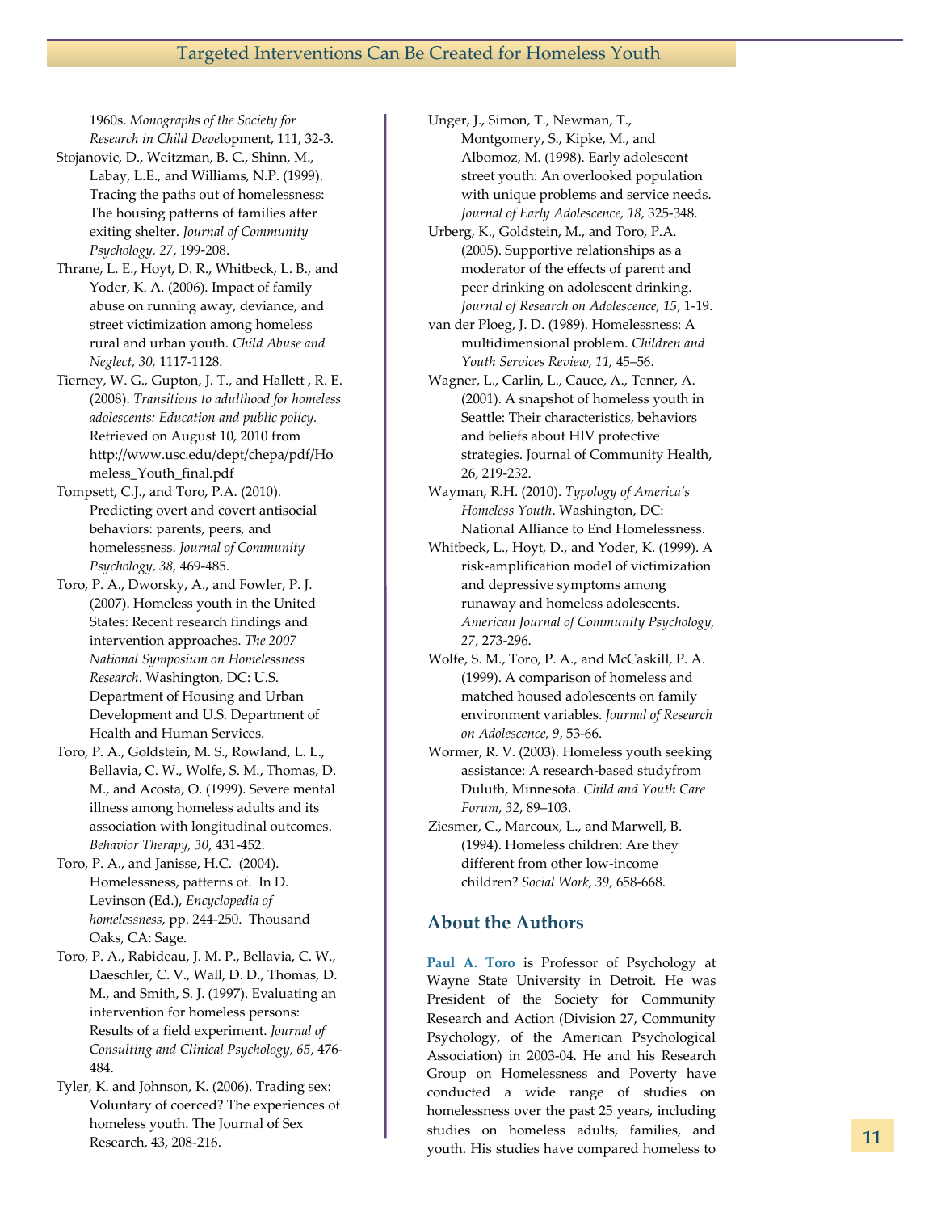1960s. *Monographs of the Society for Research in Child Dev*elopment, 111, 32-3.

Stojanovic, D., Weitzman, B. C., Shinn, M., Labay, L.E., and Williams, N.P. (1999). Tracing the paths out of homelessness: The housing patterns of families after exiting shelter. *Journal of Community Psychology, 27*, 199-208.

Thrane, L. E., Hoyt, D. R., Whitbeck, L. B., and Yoder, K. A. (2006). Impact of family abuse on running away, deviance, and street victimization among homeless rural and urban youth. *Child Abuse and Neglect, 30,* 1117-1128.

Tierney, W. G., Gupton, J. T., and Hallett , R. E. (2008). *Transitions to adulthood for homeless adolescents: Education and public policy.* Retrieved on August 10, 2010 from http://www.usc.edu/dept/chepa/pdf/Homeless_Youth_final.pdf

Tompsett, C.J., and Toro, P.A. (2010). Predicting overt and covert antisocial behaviors: parents, peers, and homelessness. *Journal of Community Psychology, 38,* 469-485.

Toro, P. A., Dworsky, A., and Fowler, P. J. (2007). Homeless youth in the United States: Recent research findings and intervention approaches. *The 2007 National Symposium on Homelessness Research*. Washington, DC: U.S. Department of Housing and Urban Development and U.S. Department of Health and Human Services.

Toro, P. A., Goldstein, M. S., Rowland, L. L., Bellavia, C. W., Wolfe, S. M., Thomas, D. M., and Acosta, O. (1999). Severe mental illness among homeless adults and its association with longitudinal outcomes. *Behavior Therapy, 30*, 431-452.

Toro, P. A., and Janisse, H.C. (2004). Homelessness, patterns of. In D. Levinson (Ed.), *Encyclopedia of homelessness*, pp. 244-250. Thousand Oaks, CA: Sage.

Toro, P. A., Rabideau, J. M. P., Bellavia, C. W., Daeschler, C. V., Wall, D. D., Thomas, D. M., and Smith, S. J. (1997). Evaluating an intervention for homeless persons: Results of a field experiment. *Journal of Consulting and Clinical Psychology, 65*, 476-484.

Tyler, K. and Johnson, K. (2006). Trading sex: Voluntary of coerced? The experiences of homeless youth. The Journal of Sex Research, 43, 208-216.

Unger, J., Simon, T., Newman, T., Montgomery, S., Kipke, M., and Albomoz, M. (1998). Early adolescent street youth: An overlooked population with unique problems and service needs. *Journal of Early Adolescence, 18,* 325-348.

Urberg, K., Goldstein, M., and Toro, P.A. (2005). Supportive relationships as a moderator of the effects of parent and peer drinking on adolescent drinking. *Journal of Research on Adolescence, 15*, 1-19.

van der Ploeg, J. D. (1989). Homelessness: A multidimensional problem. *Children and Youth Services Review, 11,* 45–56.

Wagner, L., Carlin, L., Cauce, A., Tenner, A. (2001). A snapshot of homeless youth in Seattle: Their characteristics, behaviors and beliefs about HIV protective strategies. Journal of Community Health, 26, 219-232.

Wayman, R.H. (2010). *Typology of America's Homeless Youth*. Washington, DC: National Alliance to End Homelessness.

Whitbeck, L., Hoyt, D., and Yoder, K. (1999). A risk-amplification model of victimization and depressive symptoms among runaway and homeless adolescents. *American Journal of Community Psychology, 27*, 273-296.

Wolfe, S. M., Toro, P. A., and McCaskill, P. A. (1999). A comparison of homeless and matched housed adolescents on family environment variables. *Journal of Research on Adolescence, 9*, 53-66.

Wormer, R. V. (2003). Homeless youth seeking assistance: A research-based studyfrom Duluth, Minnesota. *Child and Youth Care Forum, 32*, 89–103.

Ziesmer, C., Marcoux, L., and Marwell, B. (1994). Homeless children: Are they different from other low-income children? *Social Work, 39,* 658-668.

## About the Authors

**Paul A. Toro** is Professor of Psychology at Wayne State University in Detroit. He was President of the Society for Community Research and Action (Division 27, Community Psychology, of the American Psychological Association) in 2003-04. He and his Research Group on Homelessness and Poverty have conducted a wide range of studies on homelessness over the past 25 years, including studies on homeless adults, families, and youth. His studies have compared homeless to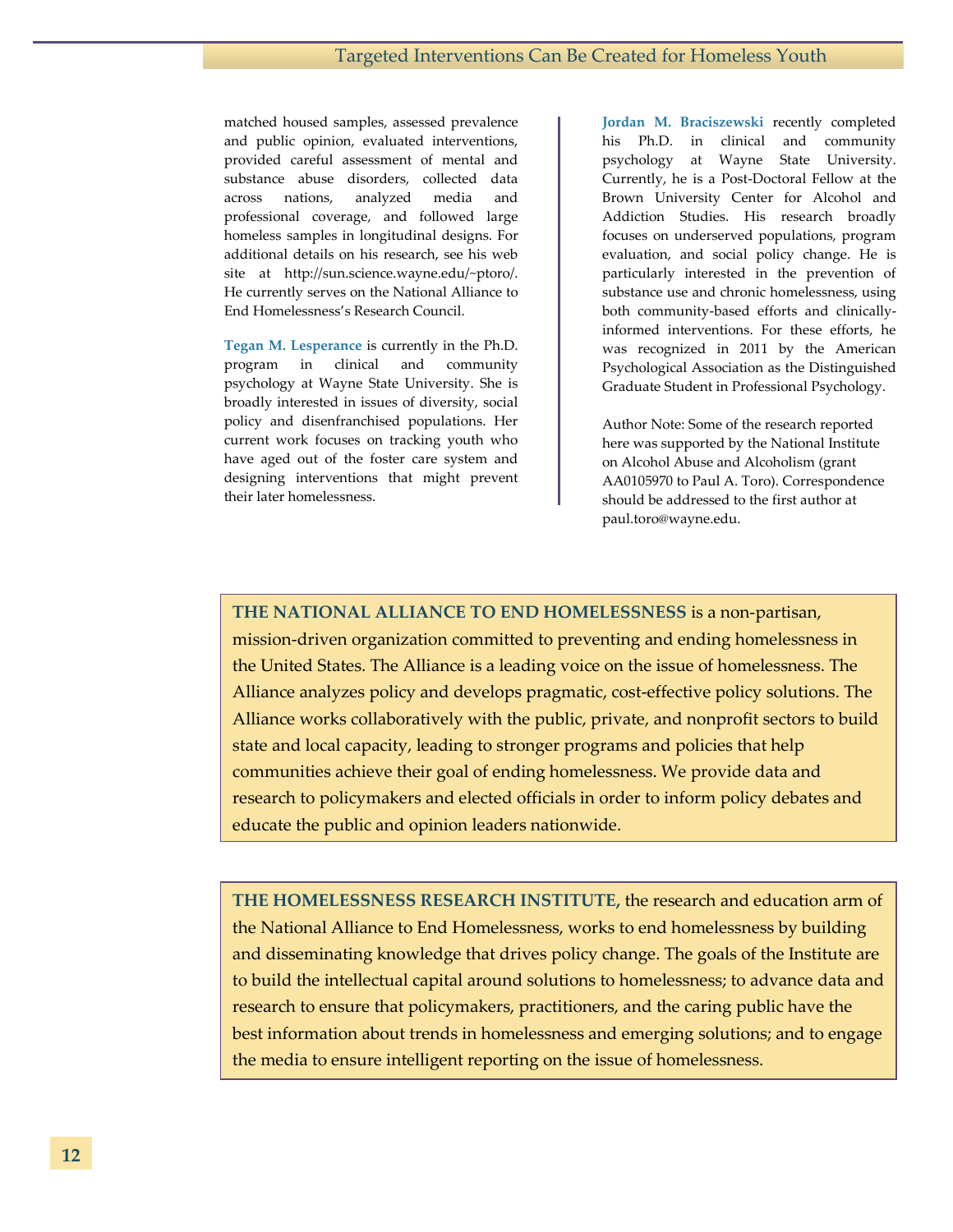matched housed samples, assessed prevalence and public opinion, evaluated interventions, provided careful assessment of mental and substance abuse disorders, collected data across nations, analyzed media and professional coverage, and followed large homeless samples in longitudinal designs. For additional details on his research, see his web site at http://sun.science.wayne.edu/~ptoro/. He currently serves on the National Alliance to End Homelessness's Research Council.

**Tegan M. Lesperance** is currently in the Ph.D. program in clinical and community psychology at Wayne State University. She is broadly interested in issues of diversity, social policy and disenfranchised populations. Her current work focuses on tracking youth who have aged out of the foster care system and designing interventions that might prevent their later homelessness.

**Jordan M. Braciszewski** recently completed his Ph.D. in clinical and community psychology at Wayne State University. Currently, he is a Post-Doctoral Fellow at the Brown University Center for Alcohol and Addiction Studies. His research broadly focuses on underserved populations, program evaluation, and social policy change. He is particularly interested in the prevention of substance use and chronic homelessness, using both community-based efforts and clinically-informed interventions. For these efforts, he was recognized in 2011 by the American Psychological Association as the Distinguished Graduate Student in Professional Psychology.

Author Note: Some of the research reported here was supported by the National Institute on Alcohol Abuse and Alcoholism (grant AA0105970 to Paul A. Toro). Correspondence should be addressed to the first author at paul.toro@wayne.edu.

**THE NATIONAL ALLIANCE TO END HOMELESSNESS** is a non-partisan, mission-driven organization committed to preventing and ending homelessness in the United States. The Alliance is a leading voice on the issue of homelessness. The Alliance analyzes policy and develops pragmatic, cost-effective policy solutions. The Alliance works collaboratively with the public, private, and nonprofit sectors to build state and local capacity, leading to stronger programs and policies that help communities achieve their goal of ending homelessness. We provide data and research to policymakers and elected officials in order to inform policy debates and educate the public and opinion leaders nationwide.

**THE HOMELESSNESS RESEARCH INSTITUTE,** the research and education arm of the National Alliance to End Homelessness, works to end homelessness by building and disseminating knowledge that drives policy change. The goals of the Institute are to build the intellectual capital around solutions to homelessness; to advance data and research to ensure that policymakers, practitioners, and the caring public have the best information about trends in homelessness and emerging solutions; and to engage the media to ensure intelligent reporting on the issue of homelessness.